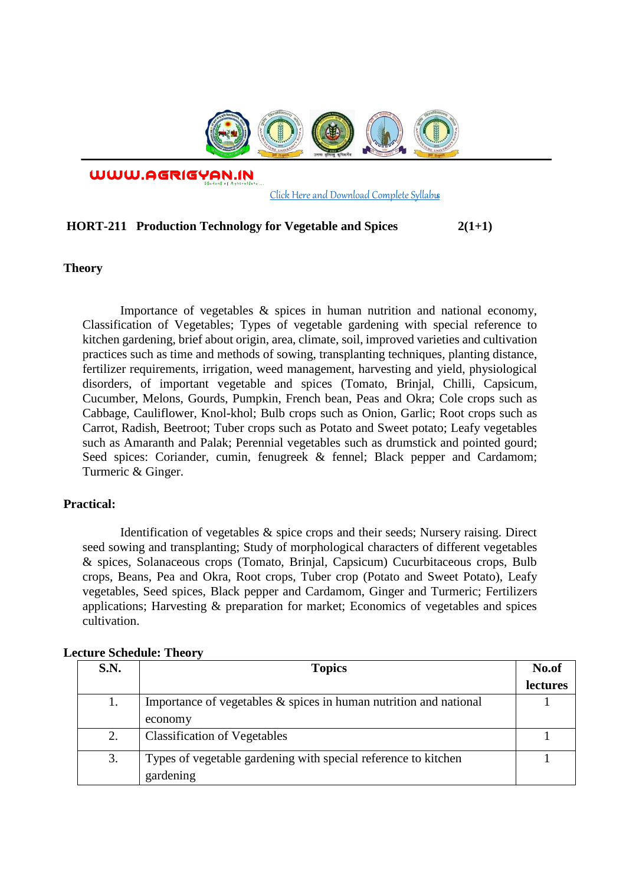WWW.AGRIGYAN.IN

Click Here and Download Complete Syllabus

## HORT-211 Production Technology for Vegetable and Spices 2(1+1)

### Theory

Importance of vegetables & spices in human nutrition and national economy, Classification of Vegetables; Types of vegetable gardening with special reference to kitchen gardening, brief about origin, area, climate, soil, improved varieties and cultivation practices such as time and methods of sowing, transplanting techniques, planting distance, fertilizer requirements, irrigation, weed management, harvesting and yield, physiological disorders, of important vegetable and spices (Tomato, Brinjal, Chilli, Capsicum, Cucumber, Melons, Gourds, Pumpkin, French bean, Peas and Okra; Cole crops such as Cabbage, Cauliflower, Knol-khol; Bulb crops such as Onion, Garlic; Root crops such as Carrot, Radish, Beetroot; Tuber crops such as Potato and Sweet potato; Leafy vegetables such as Amaranth and Palak; Perennial vegetables such as drumstick and pointed gourd; Seed spices: Coriander, cumin, fenugreek & fennel; Black pepper and Cardamom; Turmeric & Ginger.

### Practical:

Identification of vegetables & spice crops and their seeds; Nursery raising. Direct seed sowing and transplanting; Study of morphological characters of different vegetables & spices, Solanaceous crops (Tomato, Brinjal, Capsicum) Cucurbitaceous crops, Bulb crops, Beans, Pea and Okra, Root crops, Tuber crop (Potato and Sweet Potato), Leafy vegetables, Seed spices, Black pepper and Cardamom, Ginger and Turmeric; Fertilizers applications; Harvesting & preparation for market; Economics of vegetables and spices cultivation.

### Lecture Schedule: Theory

| S.N. | Topics | No.of lectures |
|---|---|---|
| 1. | Importance of vegetables & spices in human nutrition and national economy | 1 |
| 2. | Classification of Vegetables | 1 |
| 3. | Types of vegetable gardening with special reference to kitchen gardening | 1 |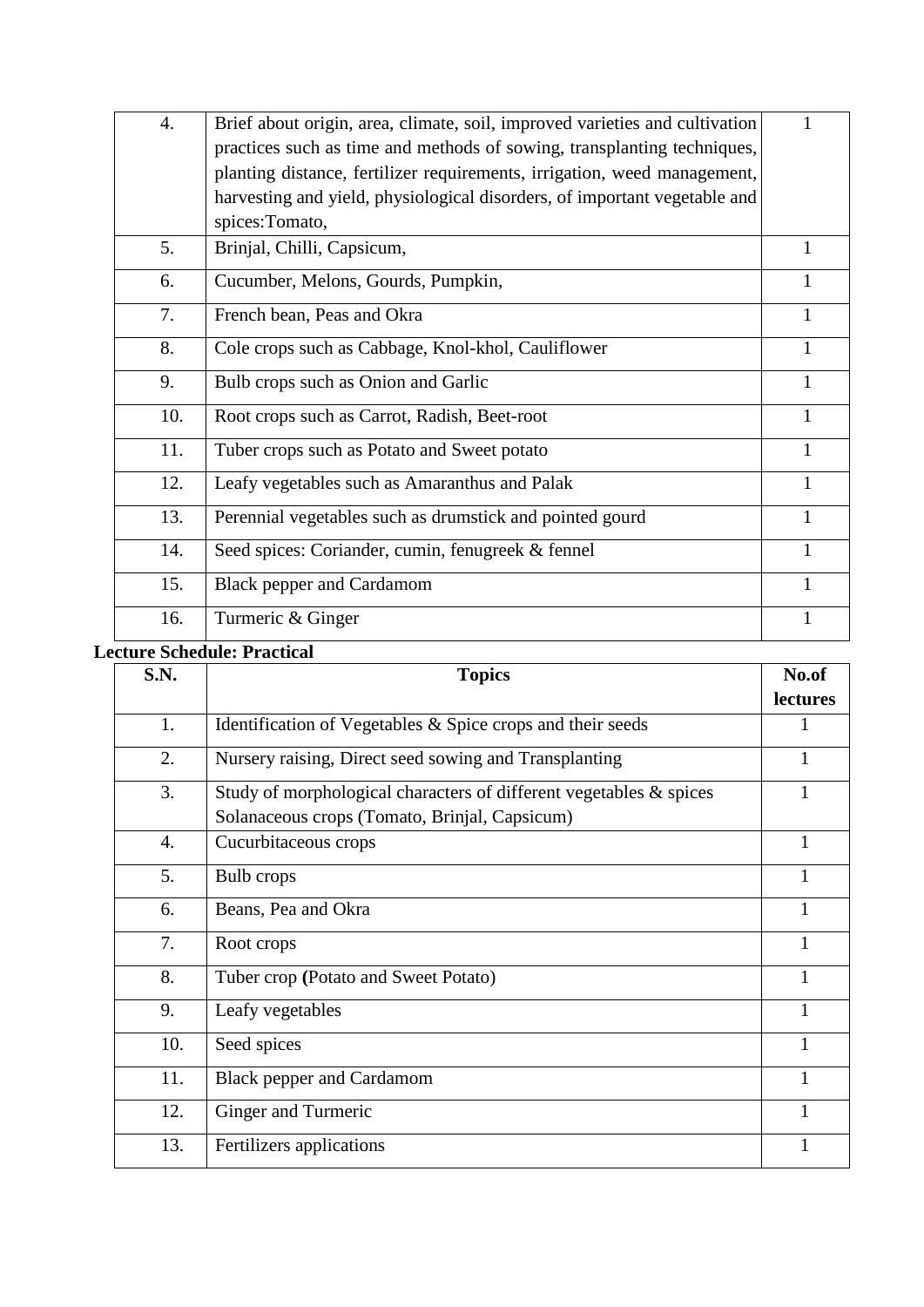| | | |
|---|---|---|
| 4. | Brief about origin, area, climate, soil, improved varieties and cultivation practices such as time and methods of sowing, transplanting techniques, planting distance, fertilizer requirements, irrigation, weed management, harvesting and yield, physiological disorders, of important vegetable and spices:Tomato, | 1 |
| 5. | Brinjal, Chilli, Capsicum, | 1 |
| 6. | Cucumber, Melons, Gourds, Pumpkin, | 1 |
| 7. | French bean, Peas and Okra | 1 |
| 8. | Cole crops such as Cabbage, Knol-khol, Cauliflower | 1 |
| 9. | Bulb crops such as Onion and Garlic | 1 |
| 10. | Root crops such as Carrot, Radish, Beet-root | 1 |
| 11. | Tuber crops such as Potato and Sweet potato | 1 |
| 12. | Leafy vegetables such as Amaranthus and Palak | 1 |
| 13. | Perennial vegetables such as drumstick and pointed gourd | 1 |
| 14. | Seed spices: Coriander, cumin, fenugreek & fennel | 1 |
| 15. | Black pepper and Cardamom | 1 |
| 16. | Turmeric & Ginger | 1 |

**Lecture Schedule: Practical**

| S.N. | Topics | No.of lectures |
|---|---|---|
| 1. | Identification of Vegetables & Spice crops and their seeds | 1 |
| 2. | Nursery raising, Direct seed sowing and Transplanting | 1 |
| 3. | Study of morphological characters of different vegetables & spices Solanaceous crops (Tomato, Brinjal, Capsicum) | 1 |
| 4. | Cucurbitaceous crops | 1 |
| 5. | Bulb crops | 1 |
| 6. | Beans, Pea and Okra | 1 |
| 7. | Root crops | 1 |
| 8. | Tuber crop **(**Potato and Sweet Potato) | 1 |
| 9. | Leafy vegetables | 1 |
| 10. | Seed spices | 1 |
| 11. | Black pepper and Cardamom | 1 |
| 12. | Ginger and Turmeric | 1 |
| 13. | Fertilizers applications | 1 |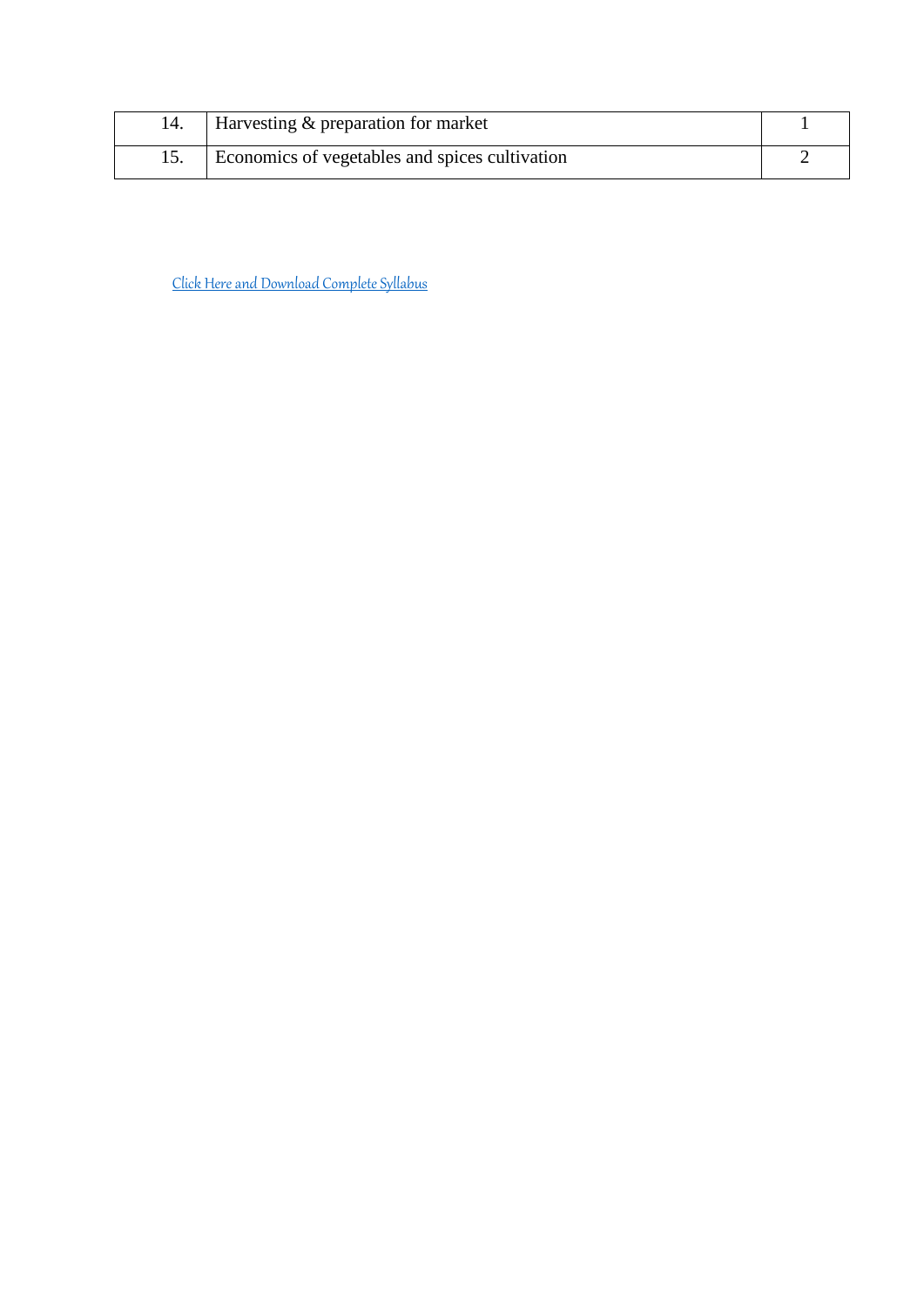| | | |
|---|---|---|
| 14. | Harvesting & preparation for market | 1 |
| 15. | Economics of vegetables and spices cultivation | 2 |

Click Here and Download Complete Syllabus